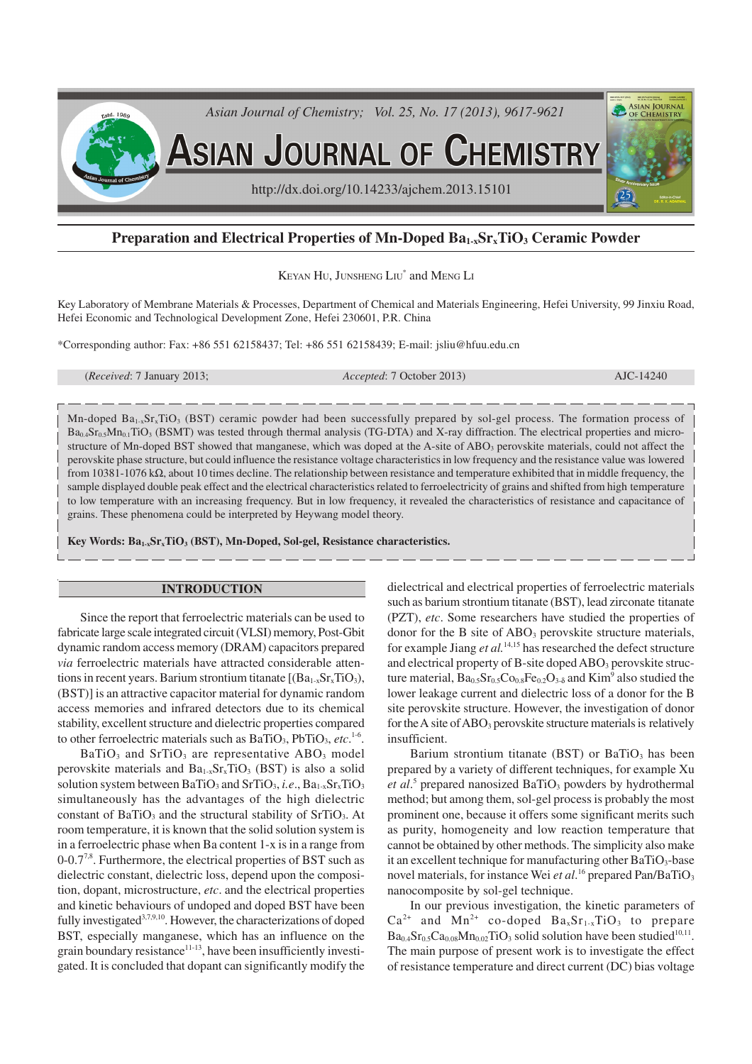# Preparation and Electrical Properties of Mn-Doped $Ba_{1-x}Sr_xTiO_3$ Ceramic Powder

KEYAN HU, JUNSHENG LIU* and MENG LI

Key Laboratory of Membrane Materials & Processes, Department of Chemical and Materials Engineering, Hefei University, 99 Jinxiu Road, Hefei Economic and Technological Development Zone, Hefei 230601, P.R. China

*Corresponding author: Fax: +86 551 62158437; Tel: +86 551 62158439; E-mail: jsliu@hfuu.edu.cn

(*Received*: 7 January 2013; *Accepted*: 7 October 2013) AJC-14240

Mn-doped $Ba_{1-x}Sr_xTiO_3$ (BST) ceramic powder had been successfully prepared by sol-gel process. The formation process of $Ba_{0.4}Sr_{0.5}Mn_{0.1}TiO_3$ (BSMT) was tested through thermal analysis (TG-DTA) and X-ray diffraction. The electrical properties and microstructure of Mn-doped BST showed that manganese, which was doped at the A-site of $ABO_3$ perovskite materials, could not affect the perovskite phase structure, but could influence the resistance voltage characteristics in low frequency and the resistance value was lowered from 10381-1076 kΩ, about 10 times decline. The relationship between resistance and temperature exhibited that in middle frequency, the sample displayed double peak effect and the electrical characteristics related to ferroelectricity of grains and shifted from high temperature to low temperature with an increasing frequency. But in low frequency, it revealed the characteristics of resistance and capacitance of grains. These phenomena could be interpreted by Heywang model theory.

**Key Words: $Ba_{1-x}Sr_xTiO_3$ (BST), Mn-Doped, Sol-gel, Resistance characteristics.**

## INTRODUCTION

Since the report that ferroelectric materials can be used to fabricate large scale integrated circuit (VLSI) memory, Post-Gbit dynamic random access memory (DRAM) capacitors prepared *via* ferroelectric materials have attracted considerable attentions in recent years. Barium strontium titanate [($Ba_{1-x}Sr_xTiO_3$), (BST)] is an attractive capacitor material for dynamic random access memories and infrared detectors due to its chemical stability, excellent structure and dielectric properties compared to other ferroelectric materials such as $BaTiO_3$, $PbTiO_3$, *etc.*[1-6].

$BaTiO_3$ and $SrTiO_3$ are representative $ABO_3$ model perovskite materials and $Ba_{1-x}Sr_xTiO_3$ (BST) is also a solid solution system between $BaTiO_3$ and $SrTiO_3$, *i.e*., $Ba_{1-x}Sr_xTiO_3$ simultaneously has the advantages of the high dielectric constant of $BaTiO_3$ and the structural stability of $SrTiO_3$. At room temperature, it is known that the solid solution system is in a ferroelectric phase when Ba content 1-x is in a range from 0-0.7[7,8]. Furthermore, the electrical properties of BST such as dielectric constant, dielectric loss, depend upon the composition, dopant, microstructure, *etc*. and the electrical properties and kinetic behaviours of undoped and doped BST have been fully investigated[3,7,9,10]. However, the characterizations of doped BST, especially manganese, which has an influence on the grain boundary resistance[11-13], have been insufficiently investigated. It is concluded that dopant can significantly modify the dielectrical and electrical properties of ferroelectric materials such as barium strontium titanate (BST), lead zirconate titanate (PZT), *etc*. Some researchers have studied the properties of donor for the B site of $ABO_3$ perovskite structure materials, for example Jiang *et al.*[14,15] has researched the defect structure and electrical property of B-site doped $ABO_3$ perovskite structure material, $Ba_{0.5}Sr_{0.5}Co_{0.8}Fe_{0.2}O_{3-\delta}$ and Kim[9] also studied the lower leakage current and dielectric loss of a donor for the B site perovskite structure. However, the investigation of donor for the A site of $ABO_3$ perovskite structure materials is relatively insufficient.

Barium strontium titanate (BST) or $BaTiO_3$ has been prepared by a variety of different techniques, for example Xu *et al.*[5] prepared nanosized $BaTiO_3$ powders by hydrothermal method; but among them, sol-gel process is probably the most prominent one, because it offers some significant merits such as purity, homogeneity and low reaction temperature that cannot be obtained by other methods. The simplicity also make it an excellent technique for manufacturing other $BaTiO_3$-base novel materials, for instance Wei *et al.*[16] prepared Pan/$BaTiO_3$ nanocomposite by sol-gel technique.

In our previous investigation, the kinetic parameters of $Ca^{2+}$ and $Mn^{2+}$ co-doped $Ba_xSr_{1-x}TiO_3$ to prepare $Ba_{0.4}Sr_{0.5}Ca_{0.08}Mn_{0.02}TiO_3$ solid solution have been studied[10,11]. The main purpose of present work is to investigate the effect of resistance temperature and direct current (DC) bias voltage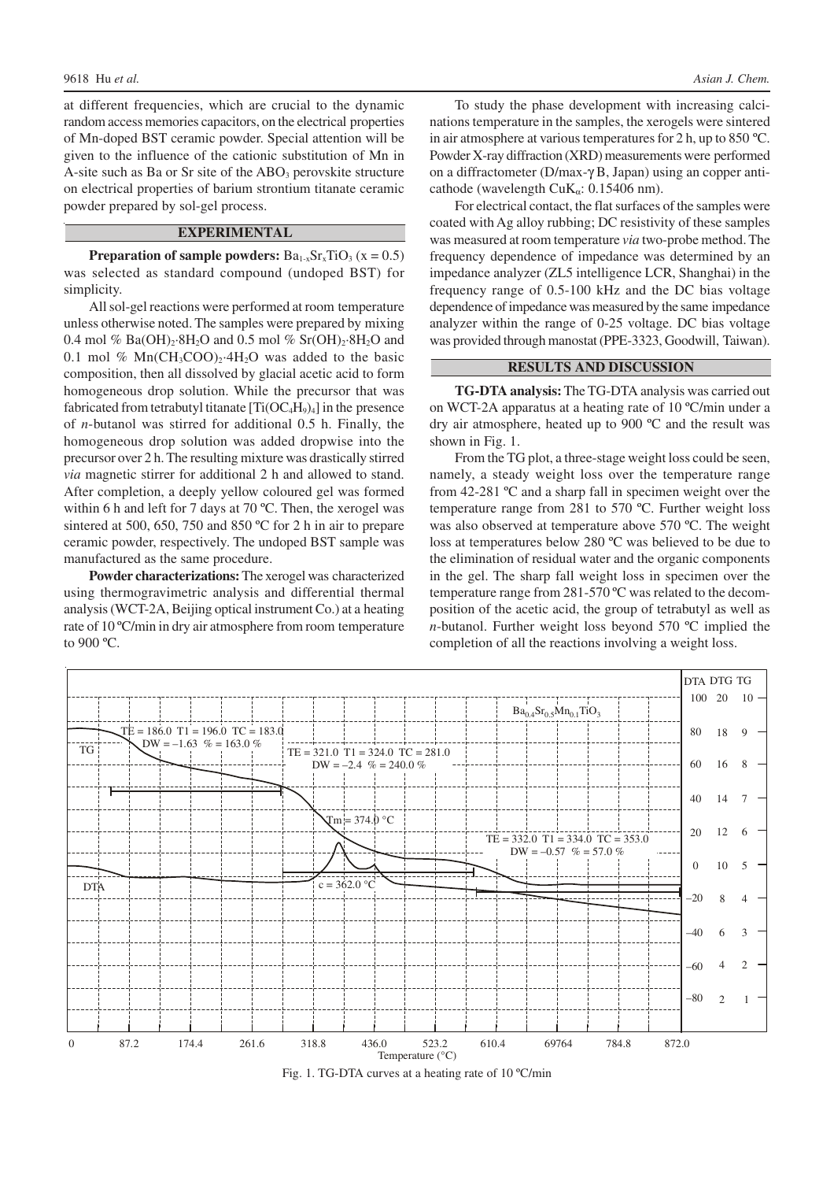at different frequencies, which are crucial to the dynamic random access memories capacitors, on the electrical properties of Mn-doped BST ceramic powder. Special attention will be given to the influence of the cationic substitution of Mn in A-site such as Ba or Sr site of the $ABO_3$ perovskite structure on electrical properties of barium strontium titanate ceramic powder prepared by sol-gel process.

## EXPERIMENTAL

**Preparation of sample powders:** $Ba_{1-x}Sr_xTiO_3$ (x = 0.5) was selected as standard compound (undoped BST) for simplicity.

All sol-gel reactions were performed at room temperature unless otherwise noted. The samples were prepared by mixing 0.4 mol % $Ba(OH)_2{\cdot}8H_2O$ and 0.5 mol % $Sr(OH)_2{\cdot}8H_2O$ and 0.1 mol % $Mn(CH_3COO)_2{\cdot}4H_2O$ was added to the basic composition, then all dissolved by glacial acetic acid to form homogeneous drop solution. While the precursor that was fabricated from tetrabutyl titanate $[Ti(OC_4H_9)_4]$ in the presence of *n*-butanol was stirred for additional 0.5 h. Finally, the homogeneous drop solution was added dropwise into the precursor over 2 h. The resulting mixture was drastically stirred *via* magnetic stirrer for additional 2 h and allowed to stand. After completion, a deeply yellow coloured gel was formed within 6 h and left for 7 days at 70 ºC. Then, the xerogel was sintered at 500, 650, 750 and 850 ºC for 2 h in air to prepare ceramic powder, respectively. The undoped BST sample was manufactured as the same procedure.

**Powder characterizations:** The xerogel was characterized using thermogravimetric analysis and differential thermal analysis (WCT-2A, Beijing optical instrument Co.) at a heating rate of 10 ºC/min in dry air atmosphere from room temperature to 900 ºC.

To study the phase development with increasing calcinations temperature in the samples, the xerogels were sintered in air atmosphere at various temperatures for 2 h, up to 850 ºC. Powder X-ray diffraction (XRD) measurements were performed on a diffractometer (D/max-γB, Japan) using an copper anticathode (wavelength $CuK_\alpha$: 0.15406 nm).

For electrical contact, the flat surfaces of the samples were coated with Ag alloy rubbing; DC resistivity of these samples was measured at room temperature *via* two-probe method. The frequency dependence of impedance was determined by an impedance analyzer (ZL5 intelligence LCR, Shanghai) in the frequency range of 0.5-100 kHz and the DC bias voltage dependence of impedance was measured by the same impedance analyzer within the range of 0-25 voltage. DC bias voltage was provided through manostat (PPE-3323, Goodwill, Taiwan).

## RESULTS AND DISCUSSION

**TG-DTA analysis:** The TG-DTA analysis was carried out on WCT-2A apparatus at a heating rate of 10 ºC/min under a dry air atmosphere, heated up to 900 ºC and the result was shown in Fig. 1.

From the TG plot, a three-stage weight loss could be seen, namely, a steady weight loss over the temperature range from 42-281 ºC and a sharp fall in specimen weight over the temperature range from 281 to 570 ºC. Further weight loss was also observed at temperature above 570 ºC. The weight loss at temperatures below 280 ºC was believed to be due to the elimination of residual water and the organic components in the gel. The sharp fall weight loss in specimen over the temperature range from 281-570 ºC was related to the decomposition of the acetic acid, the group of tetrabutyl as well as *n*-butanol. Further weight loss beyond 570 ºC implied the completion of all the reactions involving a weight loss.

Fig. 1. TG-DTA curves at a heating rate of 10 ºC/min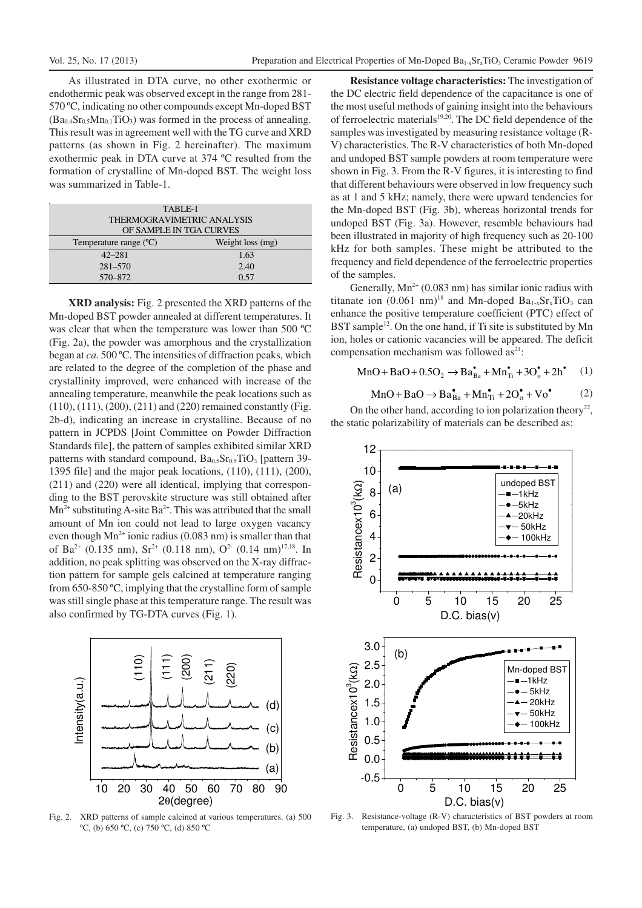As illustrated in DTA curve, no other exothermic or endothermic peak was observed except in the range from 281-570 ºC, indicating no other compounds except Mn-doped BST ($Ba_{0.4}Sr_{0.5}Mn_{0.1}TiO_3$) was formed in the process of annealing. This result was in agreement well with the TG curve and XRD patterns (as shown in Fig. 2 hereinafter). The maximum exothermic peak in DTA curve at 374 ºC resulted from the formation of crystalline of Mn-doped BST. The weight loss was summarized in Table-1.

TABLE-1
THERMOGRAVIMETRIC ANALYSIS OF SAMPLE IN TGA CURVES

| Temperature range (ºC) | Weight loss (mg) |
|---|---|
| 42–281 | 1.63 |
| 281–570 | 2.40 |
| 570–872 | 0.57 |

**XRD analysis:** Fig. 2 presented the XRD patterns of the Mn-doped BST powder annealed at different temperatures. It was clear that when the temperature was lower than 500 ºC (Fig. 2a), the powder was amorphous and the crystallization began at *ca.* 500 ºC. The intensities of diffraction peaks, which are related to the degree of the completion of the phase and crystallinity improved, were enhanced with increase of the annealing temperature, meanwhile the peak locations such as (110), (111), (200), (211) and (220) remained constantly (Fig. 2b-d), indicating an increase in crystalline. Because of no pattern in JCPDS [Joint Committee on Powder Diffraction Standards file], the pattern of samples exhibited similar XRD patterns with standard compound, $Ba_{0.5}Sr_{0.5}TiO_3$ [pattern 39-1395 file] and the major peak locations, (110), (111), (200), (211) and (220) were all identical, implying that corresponding to the BST perovskite structure was still obtained after $Mn^{2+}$ substituting A-site $Ba^{2+}$. This was attributed that the small amount of Mn ion could not lead to large oxygen vacancy even though $Mn^{2+}$ ionic radius (0.083 nm) is smaller than that of $Ba^{2+}$ (0.135 nm), $Sr^{2+}$ (0.118 nm), $O^{2-}$ (0.14 nm)[17,18]. In addition, no peak splitting was observed on the X-ray diffraction pattern for sample gels calcined at temperature ranging from 650-850 ºC, implying that the crystalline form of sample was still single phase at this temperature range. The result was also confirmed by TG-DTA curves (Fig. 1).

Fig. 2. XRD patterns of sample calcined at various temperatures. (a) 500 ºC, (b) 650 ºC, (c) 750 ºC, (d) 850 ºC

**Resistance voltage characteristics:** The investigation of the DC electric field dependence of the capacitance is one of the most useful methods of gaining insight into the behaviours of ferroelectric materials[19,20]. The DC field dependence of the samples was investigated by measuring resistance voltage (R-V) characteristics. The R-V characteristics of both Mn-doped and undoped BST sample powders at room temperature were shown in Fig. 3. From the R-V figures, it is interesting to find that different behaviours were observed in low frequency such as at 1 and 5 kHz; namely, there were upward tendencies for the Mn-doped BST (Fig. 3b), whereas horizontal trends for undoped BST (Fig. 3a). However, resemble behaviours had been illustrated in majority of high frequency such as 20-100 kHz for both samples. These might be attributed to the frequency and field dependence of the ferroelectric properties of the samples.

Generally, $Mn^{2+}$ (0.083 nm) has similar ionic radius with titanate ion (0.061 nm)[18] and Mn-doped $Ba_{1-x}Sr_xTiO_3$ can enhance the positive temperature coefficient (PTC) effect of BST sample[12]. On the one hand, if Ti site is substituted by Mn ion, holes or cationic vacancies will be appeared. The deficit compensation mechanism was followed as[21]:

$$MnO + BaO + 0.5O_2 \rightarrow Ba_{Ba}^{\bullet} + Mn_{Ti}^{\bullet} + 3O_o^{\bullet} + 2h^{\bullet} \quad (1)$$

$$MnO + BaO \rightarrow Ba_{Ba}^{\bullet} + Mn_{Ti}^{\bullet} + 2O_o^{\bullet} + Vo^{\bullet} \quad (2)$$

On the other hand, according to ion polarization theory[22], the static polarizability of materials can be described as:

Fig. 3. Resistance-voltage (R-V) characteristics of BST powders at room temperature, (a) undoped BST, (b) Mn-doped BST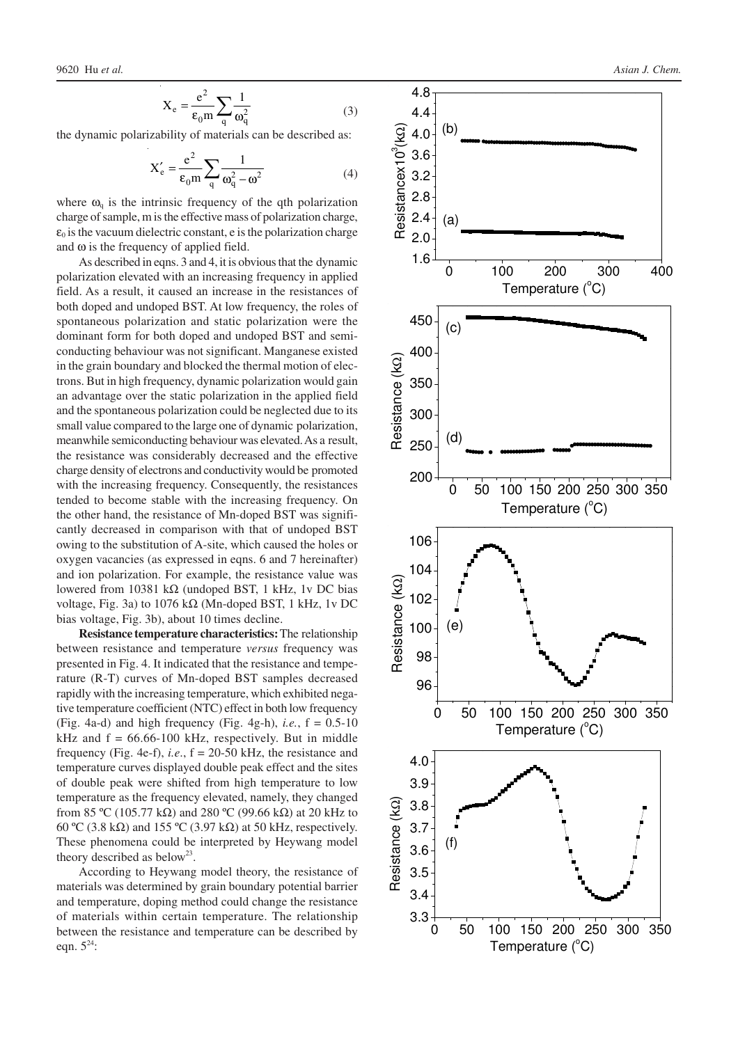$$X_e = \frac{e^2}{\varepsilon_0 m}\sum_q \frac{1}{\omega_q^2} \quad (3)$$

the dynamic polarizability of materials can be described as:

$$X'_e = \frac{e^2}{\varepsilon_0 m}\sum_q \frac{1}{\omega_q^2 - \omega^2} \quad (4)$$

where $\omega_q$ is the intrinsic frequency of the qth polarization charge of sample, m is the effective mass of polarization charge, $\varepsilon_0$ is the vacuum dielectric constant, e is the polarization charge and $\omega$ is the frequency of applied field.

As described in eqns. 3 and 4, it is obvious that the dynamic polarization elevated with an increasing frequency in applied field. As a result, it caused an increase in the resistances of both doped and undoped BST. At low frequency, the roles of spontaneous polarization and static polarization were the dominant form for both doped and undoped BST and semiconducting behaviour was not significant. Manganese existed in the grain boundary and blocked the thermal motion of electrons. But in high frequency, dynamic polarization would gain an advantage over the static polarization in the applied field and the spontaneous polarization could be neglected due to its small value compared to the large one of dynamic polarization, meanwhile semiconducting behaviour was elevated. As a result, the resistance was considerably decreased and the effective charge density of electrons and conductivity would be promoted with the increasing frequency. Consequently, the resistances tended to become stable with the increasing frequency. On the other hand, the resistance of Mn-doped BST was significantly decreased in comparison with that of undoped BST owing to the substitution of A-site, which caused the holes or oxygen vacancies (as expressed in eqns. 6 and 7 hereinafter) and ion polarization. For example, the resistance value was lowered from 10381 kΩ (undoped BST, 1 kHz, 1v DC bias voltage, Fig. 3a) to 1076 kΩ (Mn-doped BST, 1 kHz, 1v DC bias voltage, Fig. 3b), about 10 times decline.

**Resistance temperature characteristics:** The relationship between resistance and temperature *versus* frequency was presented in Fig. 4. It indicated that the resistance and temperature (R-T) curves of Mn-doped BST samples decreased rapidly with the increasing temperature, which exhibited negative temperature coefficient (NTC) effect in both low frequency (Fig. 4a-d) and high frequency (Fig. 4g-h), *i.e.*, f = 0.5-10 kHz and f = 66.66-100 kHz, respectively. But in middle frequency (Fig. 4e-f), *i.e.*, f = 20-50 kHz, the resistance and temperature curves displayed double peak effect and the sites of double peak were shifted from high temperature to low temperature as the frequency elevated, namely, they changed from 85 ºC (105.77 kΩ) and 280 ºC (99.66 kΩ) at 20 kHz to 60 ºC (3.8 kΩ) and 155 ºC (3.97 kΩ) at 50 kHz, respectively. These phenomena could be interpreted by Heywang model theory described as below[23].

According to Heywang model theory, the resistance of materials was determined by grain boundary potential barrier and temperature, doping method could change the resistance of materials within certain temperature. The relationship between the resistance and temperature can be described by eqn. 5[24]: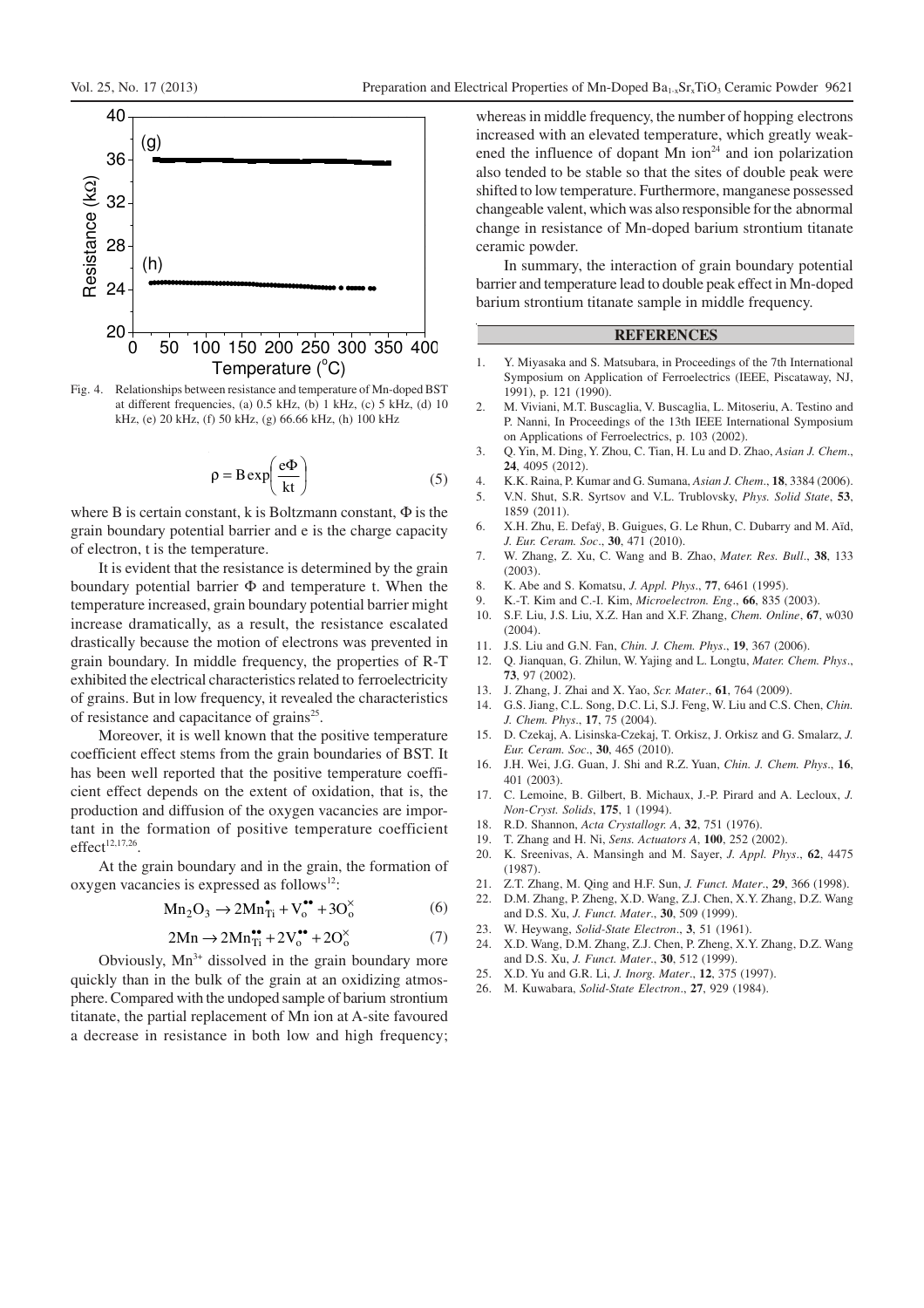40
(g)
36
32
Resistance (kΩ)
28
(h)
24
20
0 50 100 150 200 250 300 350 400
Temperature (°C)

Fig. 4. Relationships between resistance and temperature of Mn-doped BST at different frequencies, (a) 0.5 kHz, (b) 1 kHz, (c) 5 kHz, (d) 10 kHz, (e) 20 kHz, (f) 50 kHz, (g) 66.66 kHz, (h) 100 kHz

$$\rho = B\exp\left(\frac{e\Phi}{kt}\right) \tag{5}$$

where B is certain constant, k is Boltzmann constant, Φ is the grain boundary potential barrier and e is the charge capacity of electron, t is the temperature.

It is evident that the resistance is determined by the grain boundary potential barrier Φ and temperature t. When the temperature increased, grain boundary potential barrier might increase dramatically, as a result, the resistance escalated drastically because the motion of electrons was prevented in grain boundary. In middle frequency, the properties of R-T exhibited the electrical characteristics related to ferroelectricity of grains. But in low frequency, it revealed the characteristics of resistance and capacitance of grains[25].

Moreover, it is well known that the positive temperature coefficient effect stems from the grain boundaries of BST. It has been well reported that the positive temperature coefficient effect depends on the extent of oxidation, that is, the production and diffusion of the oxygen vacancies are important in the formation of positive temperature coefficient effect[12,17,26].

At the grain boundary and in the grain, the formation of oxygen vacancies is expressed as follows[12]:

$$Mn_2O_3 \rightarrow 2Mn_{Ti}^{\bullet} + V_o^{\bullet\bullet} + 3O_o^{\times} \tag{6}$$

$$2Mn \rightarrow 2Mn_{Ti}^{\bullet\bullet} + 2V_o^{\bullet\bullet} + 2O_o^{\times} \tag{7}$$

Obviously, $Mn^{3+}$ dissolved in the grain boundary more quickly than in the bulk of the grain at an oxidizing atmosphere. Compared with the undoped sample of barium strontium titanate, the partial replacement of Mn ion at A-site favoured a decrease in resistance in both low and high frequency; whereas in middle frequency, the number of hopping electrons increased with an elevated temperature, which greatly weakened the influence of dopant Mn ion[24] and ion polarization also tended to be stable so that the sites of double peak were shifted to low temperature. Furthermore, manganese possessed changeable valent, which was also responsible for the abnormal change in resistance of Mn-doped barium strontium titanate ceramic powder.

In summary, the interaction of grain boundary potential barrier and temperature lead to double peak effect in Mn-doped barium strontium titanate sample in middle frequency.

## REFERENCES

1. Y. Miyasaka and S. Matsubara, in Proceedings of the 7th International Symposium on Application of Ferroelectrics (IEEE, Piscataway, NJ, 1991), p. 121 (1990).
2. M. Viviani, M.T. Buscaglia, V. Buscaglia, L. Mitoseriu, A. Testino and P. Nanni, In Proceedings of the 13th IEEE International Symposium on Applications of Ferroelectrics, p. 103 (2002).
3. Q. Yin, M. Ding, Y. Zhou, C. Tian, H. Lu and D. Zhao, *Asian J. Chem*., **24**, 4095 (2012).
4. K.K. Raina, P. Kumar and G. Sumana, *Asian J. Chem*., **18**, 3384 (2006).
5. V.N. Shut, S.R. Syrtsov and V.L. Trublovsky, *Phys. Solid State*, **53**, 1859 (2011).
6. X.H. Zhu, E. Defaÿ, B. Guigues, G. Le Rhun, C. Dubarry and M. Aïd, *J. Eur. Ceram. Soc*., **30**, 471 (2010).
7. W. Zhang, Z. Xu, C. Wang and B. Zhao, *Mater. Res. Bull*., **38**, 133 (2003).
8. K. Abe and S. Komatsu, *J. Appl. Phys*., **77**, 6461 (1995).
9. K.-T. Kim and C.-I. Kim, *Microelectron. Eng*., **66**, 835 (2003).
10. S.F. Liu, J.S. Liu, X.Z. Han and X.F. Zhang, *Chem. Online*, **67**, w030 (2004).
11. J.S. Liu and G.N. Fan, *Chin. J. Chem. Phys*., **19**, 367 (2006).
12. Q. Jianquan, G. Zhilun, W. Yajing and L. Longtu, *Mater. Chem. Phys*., **73**, 97 (2002).
13. J. Zhang, J. Zhai and X. Yao, *Scr. Mater*., **61**, 764 (2009).
14. G.S. Jiang, C.L. Song, D.C. Li, S.J. Feng, W. Liu and C.S. Chen, *Chin. J. Chem. Phys*., **17**, 75 (2004).
15. D. Czekaj, A. Lisinska-Czekaj, T. Orkisz, J. Orkisz and G. Smalarz, *J. Eur. Ceram. Soc*., **30**, 465 (2010).
16. J.H. Wei, J.G. Guan, J. Shi and R.Z. Yuan, *Chin. J. Chem. Phys*., **16**, 401 (2003).
17. C. Lemoine, B. Gilbert, B. Michaux, J.-P. Pirard and A. Lecloux, *J. Non-Cryst. Solids*, **175**, 1 (1994).
18. R.D. Shannon, *Acta Crystallogr. A*, **32**, 751 (1976).
19. T. Zhang and H. Ni, *Sens. Actuators A*, **100**, 252 (2002).
20. K. Sreenivas, A. Mansingh and M. Sayer, *J. Appl. Phys*., **62**, 4475 (1987).
21. Z.T. Zhang, M. Qing and H.F. Sun, *J. Funct. Mater*., **29**, 366 (1998).
22. D.M. Zhang, P. Zheng, X.D. Wang, Z.J. Chen, X.Y. Zhang, D.Z. Wang and D.S. Xu, *J. Funct. Mater*., **30**, 509 (1999).
23. W. Heywang, *Solid-State Electron*., **3**, 51 (1961).
24. X.D. Wang, D.M. Zhang, Z.J. Chen, P. Zheng, X.Y. Zhang, D.Z. Wang and D.S. Xu, *J. Funct. Mater*., **30**, 512 (1999).
25. X.D. Yu and G.R. Li, *J. Inorg. Mater*., **12**, 375 (1997).
26. M. Kuwabara, *Solid-State Electron*., **27**, 929 (1984).